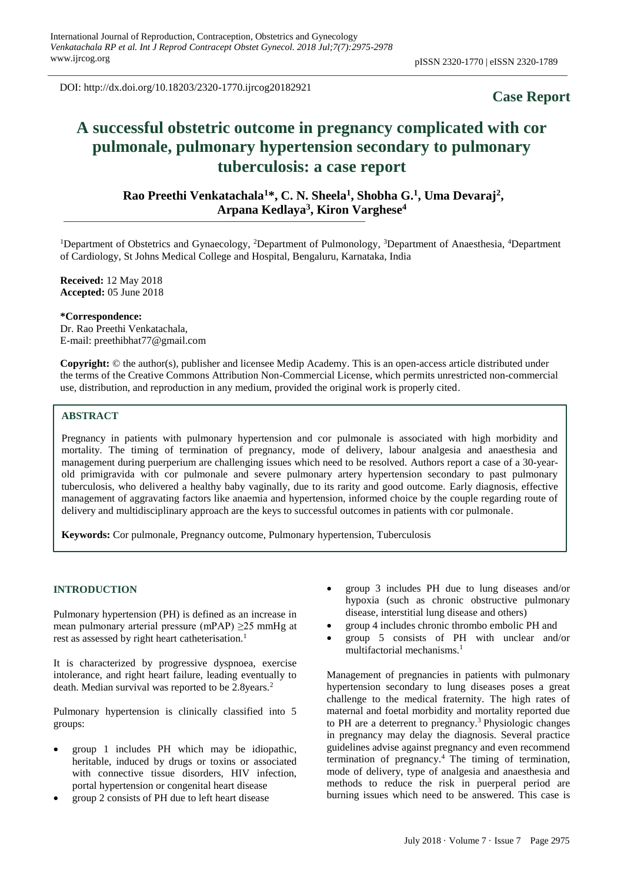DOI: http://dx.doi.org/10.18203/2320-1770.ijrcog20182921

**Case Report**

# A successful obstetric outcome in pregnancy complicated with cor pulmonale, pulmonary hypertension secondary to pulmonary tuberculosis: a case report

**Rao Preethi Venkatachala[1]\*, C. N. Sheela[1], Shobha G.[1], Uma Devaraj[2], Arpana Kedlaya[3], Kiron Varghese[4]**

[1]Department of Obstetrics and Gynaecology, [2]Department of Pulmonology, [3]Department of Anaesthesia, [4]Department of Cardiology, St Johns Medical College and Hospital, Bengaluru, Karnataka, India

**Received:** 12 May 2018
**Accepted:** 05 June 2018

**\*Correspondence:**
Dr. Rao Preethi Venkatachala,
E-mail: preethibhat77@gmail.com

**Copyright:** © the author(s), publisher and licensee Medip Academy. This is an open-access article distributed under the terms of the Creative Commons Attribution Non-Commercial License, which permits unrestricted non-commercial use, distribution, and reproduction in any medium, provided the original work is properly cited.

## ABSTRACT

Pregnancy in patients with pulmonary hypertension and cor pulmonale is associated with high morbidity and mortality. The timing of termination of pregnancy, mode of delivery, labour analgesia and anaesthesia and management during puerperium are challenging issues which need to be resolved. Authors report a case of a 30-year-old primigravida with cor pulmonale and severe pulmonary artery hypertension secondary to past pulmonary tuberculosis, who delivered a healthy baby vaginally, due to its rarity and good outcome. Early diagnosis, effective management of aggravating factors like anaemia and hypertension, informed choice by the couple regarding route of delivery and multidisciplinary approach are the keys to successful outcomes in patients with cor pulmonale.

**Keywords:** Cor pulmonale, Pregnancy outcome, Pulmonary hypertension, Tuberculosis

## INTRODUCTION

Pulmonary hypertension (PH) is defined as an increase in mean pulmonary arterial pressure (mPAP) ≥25 mmHg at rest as assessed by right heart catheterisation.[1]

It is characterized by progressive dyspnoea, exercise intolerance, and right heart failure, leading eventually to death. Median survival was reported to be 2.8years.[2]

Pulmonary hypertension is clinically classified into 5 groups:

- group 1 includes PH which may be idiopathic, heritable, induced by drugs or toxins or associated with connective tissue disorders, HIV infection, portal hypertension or congenital heart disease
- group 2 consists of PH due to left heart disease
- group 3 includes PH due to lung diseases and/or hypoxia (such as chronic obstructive pulmonary disease, interstitial lung disease and others)
- group 4 includes chronic thrombo embolic PH and
- group 5 consists of PH with unclear and/or multifactorial mechanisms.[1]

Management of pregnancies in patients with pulmonary hypertension secondary to lung diseases poses a great challenge to the medical fraternity. The high rates of maternal and foetal morbidity and mortality reported due to PH are a deterrent to pregnancy.[3] Physiologic changes in pregnancy may delay the diagnosis. Several practice guidelines advise against pregnancy and even recommend termination of pregnancy.[4] The timing of termination, mode of delivery, type of analgesia and anaesthesia and methods to reduce the risk in puerperal period are burning issues which need to be answered. This case is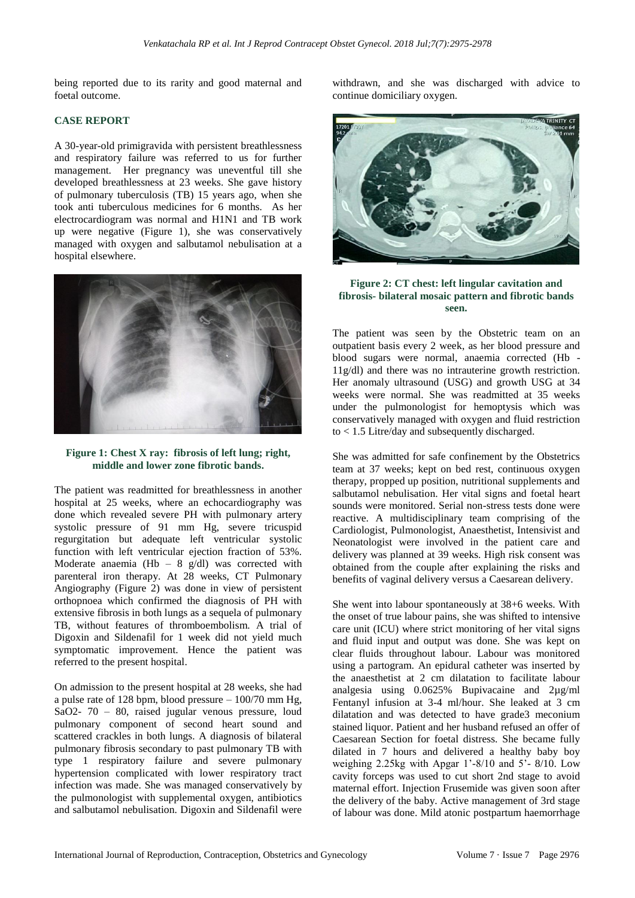being reported due to its rarity and good maternal and foetal outcome.

## CASE REPORT

A 30-year-old primigravida with persistent breathlessness and respiratory failure was referred to us for further management. Her pregnancy was uneventful till she developed breathlessness at 23 weeks. She gave history of pulmonary tuberculosis (TB) 15 years ago, when she took anti tuberculous medicines for 6 months. As her electrocardiogram was normal and H1N1 and TB work up were negative (Figure 1), she was conservatively managed with oxygen and salbutamol nebulisation at a hospital elsewhere.

**Figure 1: Chest X ray: fibrosis of left lung; right, middle and lower zone fibrotic bands.**

The patient was readmitted for breathlessness in another hospital at 25 weeks, where an echocardiography was done which revealed severe PH with pulmonary artery systolic pressure of 91 mm Hg, severe tricuspid regurgitation but adequate left ventricular systolic function with left ventricular ejection fraction of 53%. Moderate anaemia (Hb – 8 g/dl) was corrected with parenteral iron therapy. At 28 weeks, CT Pulmonary Angiography (Figure 2) was done in view of persistent orthopnoea which confirmed the diagnosis of PH with extensive fibrosis in both lungs as a sequela of pulmonary TB, without features of thromboembolism. A trial of Digoxin and Sildenafil for 1 week did not yield much symptomatic improvement. Hence the patient was referred to the present hospital.

On admission to the present hospital at 28 weeks, she had a pulse rate of 128 bpm, blood pressure – 100/70 mm Hg, SaO2- 70 – 80, raised jugular venous pressure, loud pulmonary component of second heart sound and scattered crackles in both lungs. A diagnosis of bilateral pulmonary fibrosis secondary to past pulmonary TB with type 1 respiratory failure and severe pulmonary hypertension complicated with lower respiratory tract infection was made. She was managed conservatively by the pulmonologist with supplemental oxygen, antibiotics and salbutamol nebulisation. Digoxin and Sildenafil were withdrawn, and she was discharged with advice to continue domiciliary oxygen.

**Figure 2: CT chest: left lingular cavitation and fibrosis- bilateral mosaic pattern and fibrotic bands seen.**

The patient was seen by the Obstetric team on an outpatient basis every 2 week, as her blood pressure and blood sugars were normal, anaemia corrected (Hb - 11g/dl) and there was no intrauterine growth restriction. Her anomaly ultrasound (USG) and growth USG at 34 weeks were normal. She was readmitted at 35 weeks under the pulmonologist for hemoptysis which was conservatively managed with oxygen and fluid restriction to < 1.5 Litre/day and subsequently discharged.

She was admitted for safe confinement by the Obstetrics team at 37 weeks; kept on bed rest, continuous oxygen therapy, propped up position, nutritional supplements and salbutamol nebulisation. Her vital signs and foetal heart sounds were monitored. Serial non-stress tests done were reactive. A multidisciplinary team comprising of the Cardiologist, Pulmonologist, Anaesthetist, Intensivist and Neonatologist were involved in the patient care and delivery was planned at 39 weeks. High risk consent was obtained from the couple after explaining the risks and benefits of vaginal delivery versus a Caesarean delivery.

She went into labour spontaneously at 38+6 weeks. With the onset of true labour pains, she was shifted to intensive care unit (ICU) where strict monitoring of her vital signs and fluid input and output was done. She was kept on clear fluids throughout labour. Labour was monitored using a partogram. An epidural catheter was inserted by the anaesthetist at 2 cm dilatation to facilitate labour analgesia using 0.0625% Bupivacaine and 2µg/ml Fentanyl infusion at 3-4 ml/hour. She leaked at 3 cm dilatation and was detected to have grade3 meconium stained liquor. Patient and her husband refused an offer of Caesarean Section for foetal distress. She became fully dilated in 7 hours and delivered a healthy baby boy weighing 2.25kg with Apgar 1'-8/10 and 5'- 8/10. Low cavity forceps was used to cut short 2nd stage to avoid maternal effort. Injection Frusemide was given soon after the delivery of the baby. Active management of 3rd stage of labour was done. Mild atonic postpartum haemorrhage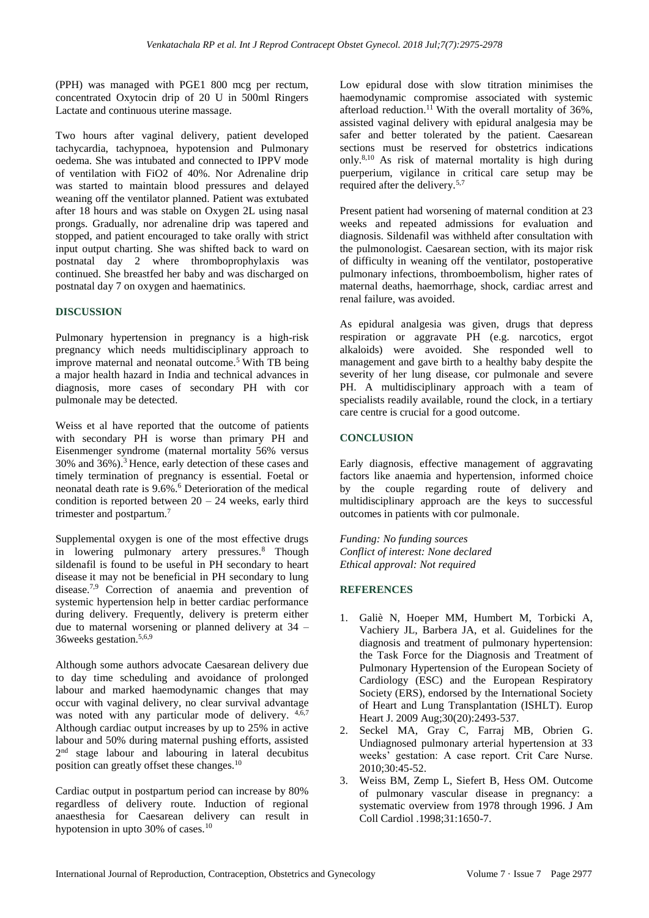(PPH) was managed with PGE1 800 mcg per rectum, concentrated Oxytocin drip of 20 U in 500ml Ringers Lactate and continuous uterine massage.

Two hours after vaginal delivery, patient developed tachycardia, tachypnoea, hypotension and Pulmonary oedema. She was intubated and connected to IPPV mode of ventilation with FiO2 of 40%. Nor Adrenaline drip was started to maintain blood pressures and delayed weaning off the ventilator planned. Patient was extubated after 18 hours and was stable on Oxygen 2L using nasal prongs. Gradually, nor adrenaline drip was tapered and stopped, and patient encouraged to take orally with strict input output charting. She was shifted back to ward on postnatal day 2 where thromboprophylaxis was continued. She breastfed her baby and was discharged on postnatal day 7 on oxygen and haematinics.

## DISCUSSION

Pulmonary hypertension in pregnancy is a high-risk pregnancy which needs multidisciplinary approach to improve maternal and neonatal outcome.[5] With TB being a major health hazard in India and technical advances in diagnosis, more cases of secondary PH with cor pulmonale may be detected.

Weiss et al have reported that the outcome of patients with secondary PH is worse than primary PH and Eisenmenger syndrome (maternal mortality 56% versus 30% and 36%).[3] Hence, early detection of these cases and timely termination of pregnancy is essential. Foetal or neonatal death rate is 9.6%.[6] Deterioration of the medical condition is reported between 20 – 24 weeks, early third trimester and postpartum.[7]

Supplemental oxygen is one of the most effective drugs in lowering pulmonary artery pressures.[8] Though sildenafil is found to be useful in PH secondary to heart disease it may not be beneficial in PH secondary to lung disease.[7,9] Correction of anaemia and prevention of systemic hypertension help in better cardiac performance during delivery. Frequently, delivery is preterm either due to maternal worsening or planned delivery at 34 – 36weeks gestation.[5,6,9]

Although some authors advocate Caesarean delivery due to day time scheduling and avoidance of prolonged labour and marked haemodynamic changes that may occur with vaginal delivery, no clear survival advantage was noted with any particular mode of delivery.[4,6,7] Although cardiac output increases by up to 25% in active labour and 50% during maternal pushing efforts, assisted 2nd stage labour and labouring in lateral decubitus position can greatly offset these changes.[10]

Cardiac output in postpartum period can increase by 80% regardless of delivery route. Induction of regional anaesthesia for Caesarean delivery can result in hypotension in upto 30% of cases.[10]

Low epidural dose with slow titration minimises the haemodynamic compromise associated with systemic afterload reduction.[11] With the overall mortality of 36%, assisted vaginal delivery with epidural analgesia may be safer and better tolerated by the patient. Caesarean sections must be reserved for obstetrics indications only.[8,10] As risk of maternal mortality is high during puerperium, vigilance in critical care setup may be required after the delivery.[5,7]

Present patient had worsening of maternal condition at 23 weeks and repeated admissions for evaluation and diagnosis. Sildenafil was withheld after consultation with the pulmonologist. Caesarean section, with its major risk of difficulty in weaning off the ventilator, postoperative pulmonary infections, thromboembolism, higher rates of maternal deaths, haemorrhage, shock, cardiac arrest and renal failure, was avoided.

As epidural analgesia was given, drugs that depress respiration or aggravate PH (e.g. narcotics, ergot alkaloids) were avoided. She responded well to management and gave birth to a healthy baby despite the severity of her lung disease, cor pulmonale and severe PH. A multidisciplinary approach with a team of specialists readily available, round the clock, in a tertiary care centre is crucial for a good outcome.

## CONCLUSION

Early diagnosis, effective management of aggravating factors like anaemia and hypertension, informed choice by the couple regarding route of delivery and multidisciplinary approach are the keys to successful outcomes in patients with cor pulmonale.

*Funding: No funding sources*
*Conflict of interest: None declared*
*Ethical approval: Not required*

## REFERENCES

1. Galiè N, Hoeper MM, Humbert M, Torbicki A, Vachiery JL, Barbera JA, et al. Guidelines for the diagnosis and treatment of pulmonary hypertension: the Task Force for the Diagnosis and Treatment of Pulmonary Hypertension of the European Society of Cardiology (ESC) and the European Respiratory Society (ERS), endorsed by the International Society of Heart and Lung Transplantation (ISHLT). Europ Heart J. 2009 Aug;30(20):2493-537.
2. Seckel MA, Gray C, Farraj MB, Obrien G. Undiagnosed pulmonary arterial hypertension at 33 weeks' gestation: A case report. Crit Care Nurse. 2010;30:45-52.
3. Weiss BM, Zemp L, Siefert B, Hess OM. Outcome of pulmonary vascular disease in pregnancy: a systematic overview from 1978 through 1996. J Am Coll Cardiol .1998;31:1650-7.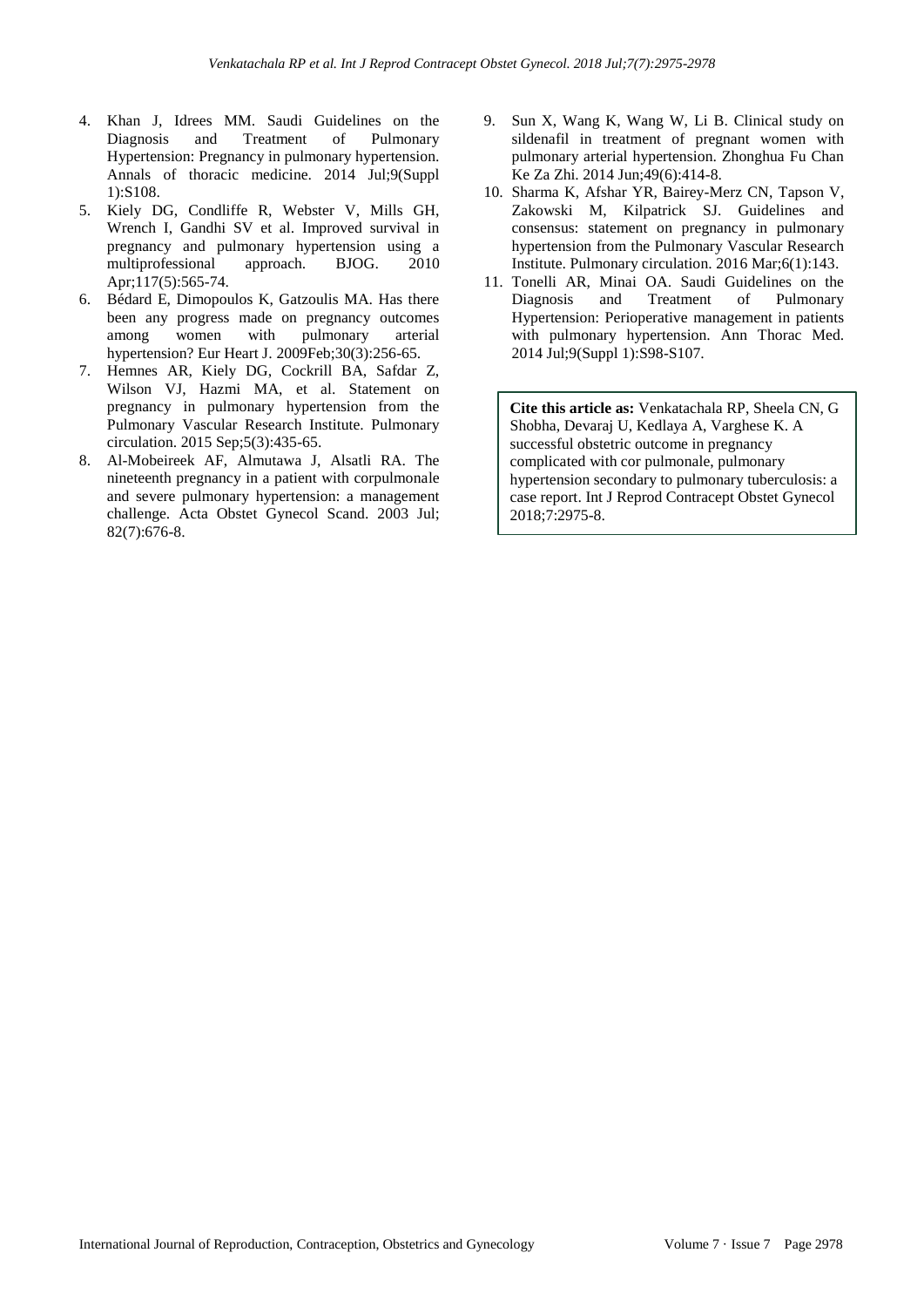4. Khan J, Idrees MM. Saudi Guidelines on the Diagnosis and Treatment of Pulmonary Hypertension: Pregnancy in pulmonary hypertension. Annals of thoracic medicine. 2014 Jul;9(Suppl 1):S108.
5. Kiely DG, Condliffe R, Webster V, Mills GH, Wrench I, Gandhi SV et al. Improved survival in pregnancy and pulmonary hypertension using a multiprofessional approach. BJOG. 2010 Apr;117(5):565-74.
6. Bédard E, Dimopoulos K, Gatzoulis MA. Has there been any progress made on pregnancy outcomes among women with pulmonary arterial hypertension? Eur Heart J. 2009Feb;30(3):256-65.
7. Hemnes AR, Kiely DG, Cockrill BA, Safdar Z, Wilson VJ, Hazmi MA, et al. Statement on pregnancy in pulmonary hypertension from the Pulmonary Vascular Research Institute. Pulmonary circulation. 2015 Sep;5(3):435-65.
8. Al-Mobeireek AF, Almutawa J, Alsatli RA. The nineteenth pregnancy in a patient with corpulmonale and severe pulmonary hypertension: a management challenge. Acta Obstet Gynecol Scand. 2003 Jul; 82(7):676-8.
9. Sun X, Wang K, Wang W, Li B. Clinical study on sildenafil in treatment of pregnant women with pulmonary arterial hypertension. Zhonghua Fu Chan Ke Za Zhi. 2014 Jun;49(6):414-8.
10. Sharma K, Afshar YR, Bairey-Merz CN, Tapson V, Zakowski M, Kilpatrick SJ. Guidelines and consensus: statement on pregnancy in pulmonary hypertension from the Pulmonary Vascular Research Institute. Pulmonary circulation. 2016 Mar;6(1):143.
11. Tonelli AR, Minai OA. Saudi Guidelines on the Diagnosis and Treatment of Pulmonary Hypertension: Perioperative management in patients with pulmonary hypertension. Ann Thorac Med. 2014 Jul;9(Suppl 1):S98-S107.

**Cite this article as:** Venkatachala RP, Sheela CN, G Shobha, Devaraj U, Kedlaya A, Varghese K. A successful obstetric outcome in pregnancy complicated with cor pulmonale, pulmonary hypertension secondary to pulmonary tuberculosis: a case report. Int J Reprod Contracept Obstet Gynecol 2018;7:2975-8.